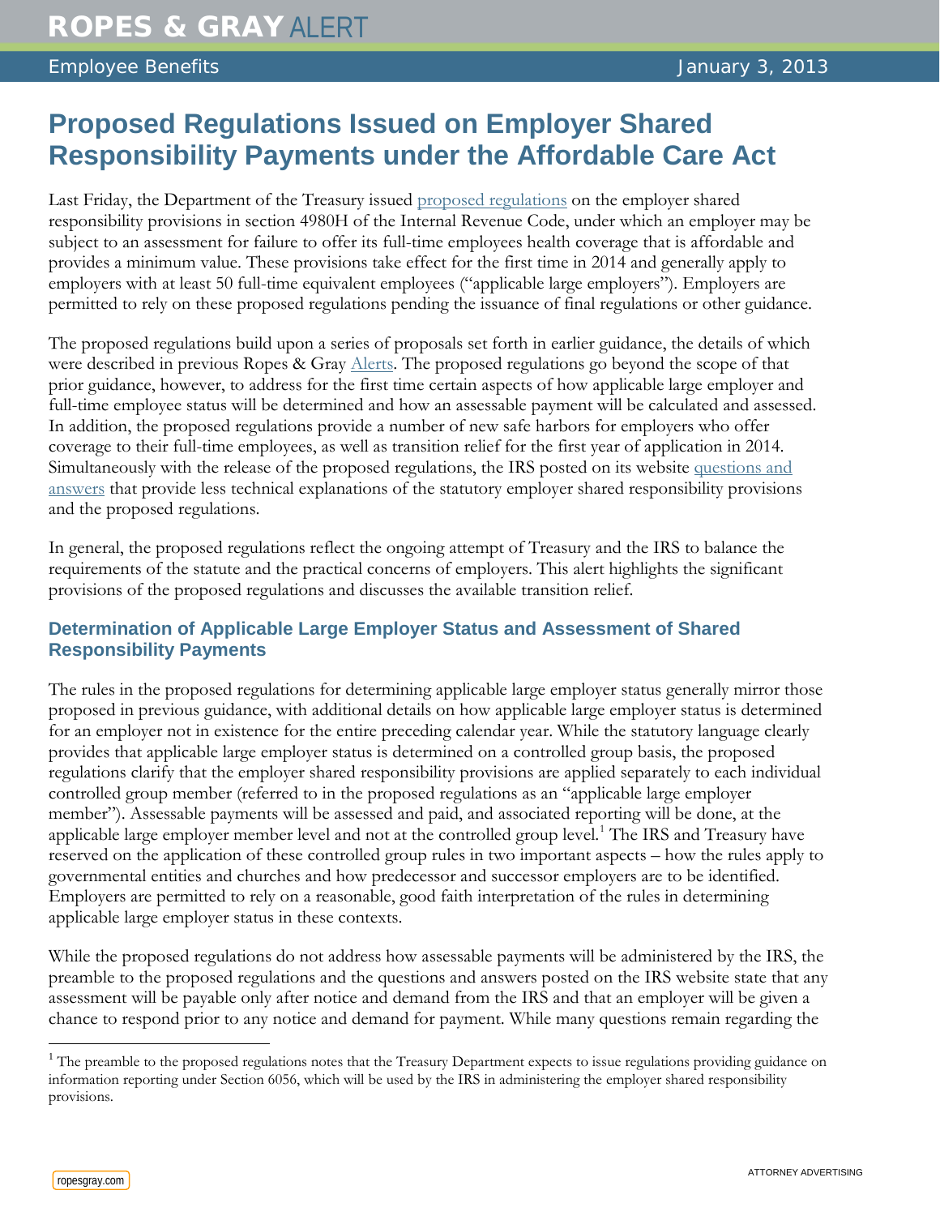ROPES & GRAY ALERT

Employee Benefits January 3, 2013

# Proposed Regulations Issued on Employer Shared Responsibility Payments under the Affordable Care Act

Last Friday, the Department of the Treasury issued proposed regulations on the employer shared responsibility provisions in section 4980H of the Internal Revenue Code, under which an employer may be subject to an assessment for failure to offer its full-time employees health coverage that is affordable and provides a minimum value. These provisions take effect for the first time in 2014 and generally apply to employers with at least 50 full-time equivalent employees ("applicable large employers"). Employers are permitted to rely on these proposed regulations pending the issuance of final regulations or other guidance.

The proposed regulations build upon a series of proposals set forth in earlier guidance, the details of which were described in previous Ropes & Gray Alerts. The proposed regulations go beyond the scope of that prior guidance, however, to address for the first time certain aspects of how applicable large employer and full-time employee status will be determined and how an assessable payment will be calculated and assessed. In addition, the proposed regulations provide a number of new safe harbors for employers who offer coverage to their full-time employees, as well as transition relief for the first year of application in 2014. Simultaneously with the release of the proposed regulations, the IRS posted on its website questions and answers that provide less technical explanations of the statutory employer shared responsibility provisions and the proposed regulations.

In general, the proposed regulations reflect the ongoing attempt of Treasury and the IRS to balance the requirements of the statute and the practical concerns of employers. This alert highlights the significant provisions of the proposed regulations and discusses the available transition relief.

## Determination of Applicable Large Employer Status and Assessment of Shared Responsibility Payments

The rules in the proposed regulations for determining applicable large employer status generally mirror those proposed in previous guidance, with additional details on how applicable large employer status is determined for an employer not in existence for the entire preceding calendar year. While the statutory language clearly provides that applicable large employer status is determined on a controlled group basis, the proposed regulations clarify that the employer shared responsibility provisions are applied separately to each individual controlled group member (referred to in the proposed regulations as an "applicable large employer member"). Assessable payments will be assessed and paid, and associated reporting will be done, at the applicable large employer member level and not at the controlled group level.[1] The IRS and Treasury have reserved on the application of these controlled group rules in two important aspects – how the rules apply to governmental entities and churches and how predecessor and successor employers are to be identified. Employers are permitted to rely on a reasonable, good faith interpretation of the rules in determining applicable large employer status in these contexts.

While the proposed regulations do not address how assessable payments will be administered by the IRS, the preamble to the proposed regulations and the questions and answers posted on the IRS website state that any assessment will be payable only after notice and demand from the IRS and that an employer will be given a chance to respond prior to any notice and demand for payment. While many questions remain regarding the

[1] The preamble to the proposed regulations notes that the Treasury Department expects to issue regulations providing guidance on information reporting under Section 6056, which will be used by the IRS in administering the employer shared responsibility provisions.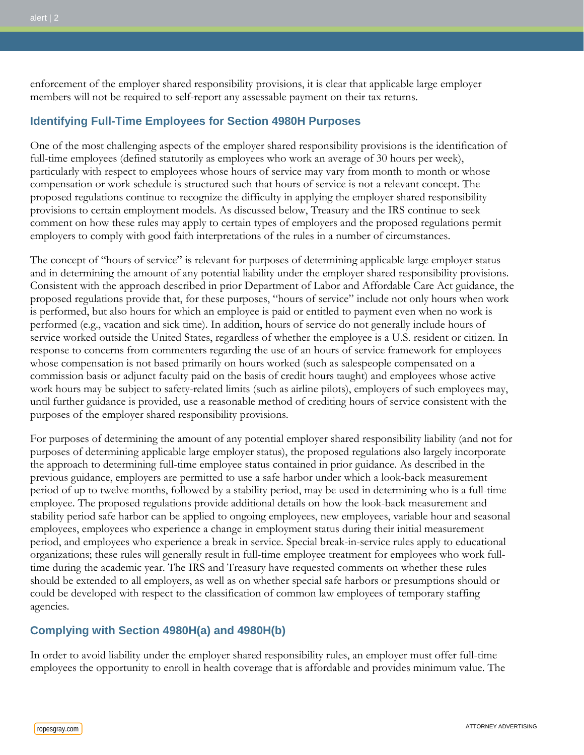enforcement of the employer shared responsibility provisions, it is clear that applicable large employer members will not be required to self-report any assessable payment on their tax returns.

## Identifying Full-Time Employees for Section 4980H Purposes

One of the most challenging aspects of the employer shared responsibility provisions is the identification of full-time employees (defined statutorily as employees who work an average of 30 hours per week), particularly with respect to employees whose hours of service may vary from month to month or whose compensation or work schedule is structured such that hours of service is not a relevant concept. The proposed regulations continue to recognize the difficulty in applying the employer shared responsibility provisions to certain employment models. As discussed below, Treasury and the IRS continue to seek comment on how these rules may apply to certain types of employers and the proposed regulations permit employers to comply with good faith interpretations of the rules in a number of circumstances.

The concept of "hours of service" is relevant for purposes of determining applicable large employer status and in determining the amount of any potential liability under the employer shared responsibility provisions. Consistent with the approach described in prior Department of Labor and Affordable Care Act guidance, the proposed regulations provide that, for these purposes, "hours of service" include not only hours when work is performed, but also hours for which an employee is paid or entitled to payment even when no work is performed (e.g., vacation and sick time). In addition, hours of service do not generally include hours of service worked outside the United States, regardless of whether the employee is a U.S. resident or citizen. In response to concerns from commenters regarding the use of an hours of service framework for employees whose compensation is not based primarily on hours worked (such as salespeople compensated on a commission basis or adjunct faculty paid on the basis of credit hours taught) and employees whose active work hours may be subject to safety-related limits (such as airline pilots), employers of such employees may, until further guidance is provided, use a reasonable method of crediting hours of service consistent with the purposes of the employer shared responsibility provisions.

For purposes of determining the amount of any potential employer shared responsibility liability (and not for purposes of determining applicable large employer status), the proposed regulations also largely incorporate the approach to determining full-time employee status contained in prior guidance. As described in the previous guidance, employers are permitted to use a safe harbor under which a look-back measurement period of up to twelve months, followed by a stability period, may be used in determining who is a full-time employee. The proposed regulations provide additional details on how the look-back measurement and stability period safe harbor can be applied to ongoing employees, new employees, variable hour and seasonal employees, employees who experience a change in employment status during their initial measurement period, and employees who experience a break in service. Special break-in-service rules apply to educational organizations; these rules will generally result in full-time employee treatment for employees who work full-time during the academic year. The IRS and Treasury have requested comments on whether these rules should be extended to all employers, as well as on whether special safe harbors or presumptions should or could be developed with respect to the classification of common law employees of temporary staffing agencies.

## Complying with Section 4980H(a) and 4980H(b)

In order to avoid liability under the employer shared responsibility rules, an employer must offer full-time employees the opportunity to enroll in health coverage that is affordable and provides minimum value. The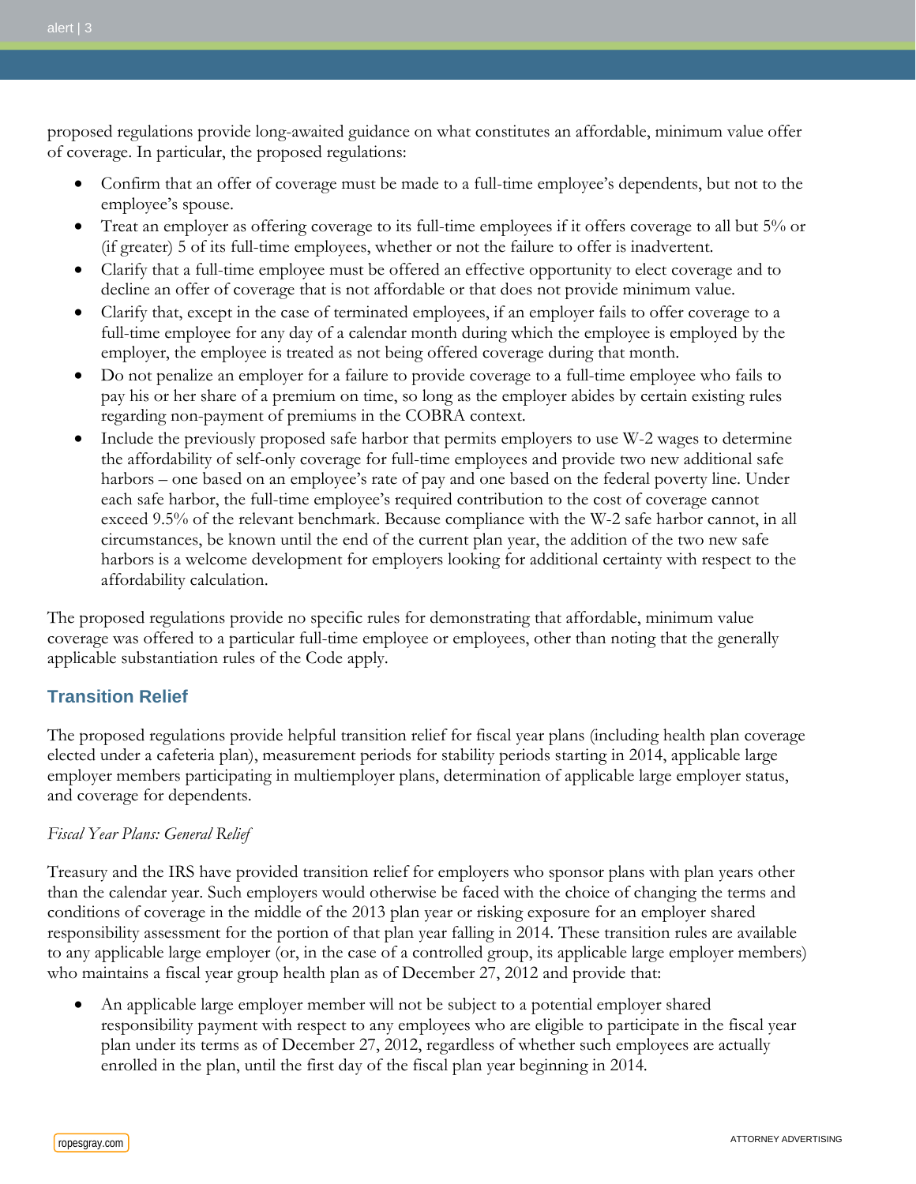proposed regulations provide long-awaited guidance on what constitutes an affordable, minimum value offer of coverage. In particular, the proposed regulations:

- Confirm that an offer of coverage must be made to a full-time employee's dependents, but not to the employee's spouse.
- Treat an employer as offering coverage to its full-time employees if it offers coverage to all but 5% or (if greater) 5 of its full-time employees, whether or not the failure to offer is inadvertent.
- Clarify that a full-time employee must be offered an effective opportunity to elect coverage and to decline an offer of coverage that is not affordable or that does not provide minimum value.
- Clarify that, except in the case of terminated employees, if an employer fails to offer coverage to a full-time employee for any day of a calendar month during which the employee is employed by the employer, the employee is treated as not being offered coverage during that month.
- Do not penalize an employer for a failure to provide coverage to a full-time employee who fails to pay his or her share of a premium on time, so long as the employer abides by certain existing rules regarding non-payment of premiums in the COBRA context.
- Include the previously proposed safe harbor that permits employers to use W-2 wages to determine the affordability of self-only coverage for full-time employees and provide two new additional safe harbors – one based on an employee's rate of pay and one based on the federal poverty line. Under each safe harbor, the full-time employee's required contribution to the cost of coverage cannot exceed 9.5% of the relevant benchmark. Because compliance with the W-2 safe harbor cannot, in all circumstances, be known until the end of the current plan year, the addition of the two new safe harbors is a welcome development for employers looking for additional certainty with respect to the affordability calculation.

The proposed regulations provide no specific rules for demonstrating that affordable, minimum value coverage was offered to a particular full-time employee or employees, other than noting that the generally applicable substantiation rules of the Code apply.

## Transition Relief

The proposed regulations provide helpful transition relief for fiscal year plans (including health plan coverage elected under a cafeteria plan), measurement periods for stability periods starting in 2014, applicable large employer members participating in multiemployer plans, determination of applicable large employer status, and coverage for dependents.

*Fiscal Year Plans: General Relief*

Treasury and the IRS have provided transition relief for employers who sponsor plans with plan years other than the calendar year. Such employers would otherwise be faced with the choice of changing the terms and conditions of coverage in the middle of the 2013 plan year or risking exposure for an employer shared responsibility assessment for the portion of that plan year falling in 2014. These transition rules are available to any applicable large employer (or, in the case of a controlled group, its applicable large employer members) who maintains a fiscal year group health plan as of December 27, 2012 and provide that:

- An applicable large employer member will not be subject to a potential employer shared responsibility payment with respect to any employees who are eligible to participate in the fiscal year plan under its terms as of December 27, 2012, regardless of whether such employees are actually enrolled in the plan, until the first day of the fiscal plan year beginning in 2014.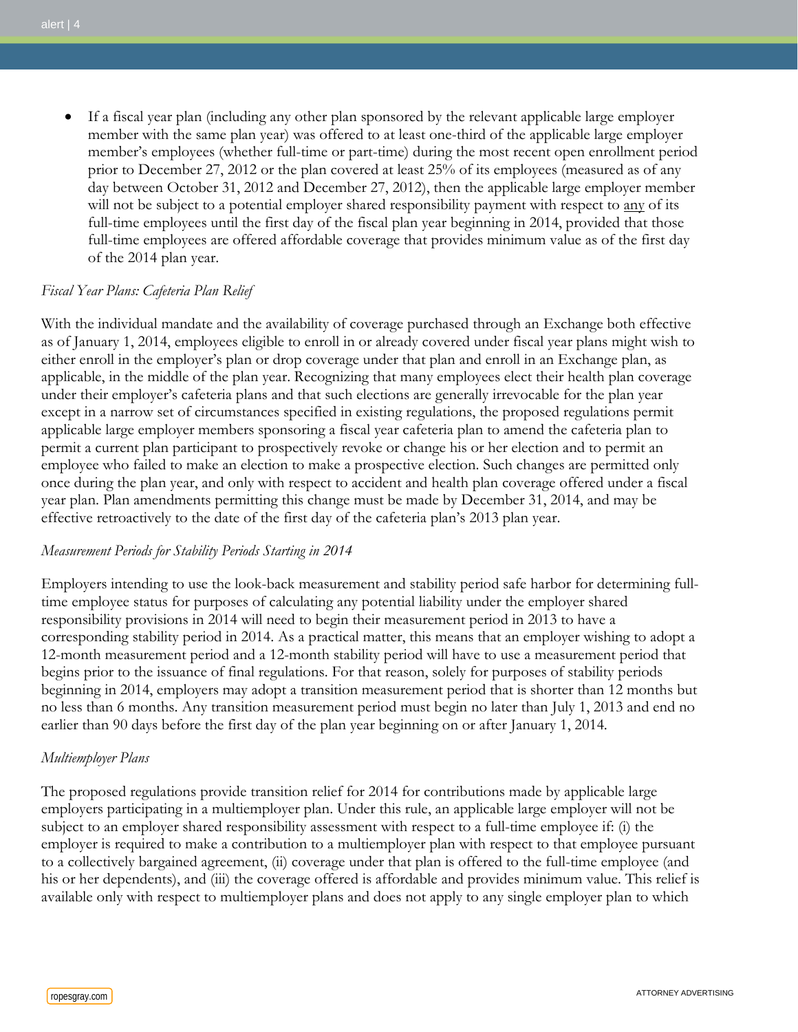- If a fiscal year plan (including any other plan sponsored by the relevant applicable large employer member with the same plan year) was offered to at least one-third of the applicable large employer member's employees (whether full-time or part-time) during the most recent open enrollment period prior to December 27, 2012 or the plan covered at least 25% of its employees (measured as of any day between October 31, 2012 and December 27, 2012), then the applicable large employer member will not be subject to a potential employer shared responsibility payment with respect to any of its full-time employees until the first day of the fiscal plan year beginning in 2014, provided that those full-time employees are offered affordable coverage that provides minimum value as of the first day of the 2014 plan year.

*Fiscal Year Plans: Cafeteria Plan Relief*

With the individual mandate and the availability of coverage purchased through an Exchange both effective as of January 1, 2014, employees eligible to enroll in or already covered under fiscal year plans might wish to either enroll in the employer's plan or drop coverage under that plan and enroll in an Exchange plan, as applicable, in the middle of the plan year. Recognizing that many employees elect their health plan coverage under their employer's cafeteria plans and that such elections are generally irrevocable for the plan year except in a narrow set of circumstances specified in existing regulations, the proposed regulations permit applicable large employer members sponsoring a fiscal year cafeteria plan to amend the cafeteria plan to permit a current plan participant to prospectively revoke or change his or her election and to permit an employee who failed to make an election to make a prospective election. Such changes are permitted only once during the plan year, and only with respect to accident and health plan coverage offered under a fiscal year plan. Plan amendments permitting this change must be made by December 31, 2014, and may be effective retroactively to the date of the first day of the cafeteria plan's 2013 plan year.

*Measurement Periods for Stability Periods Starting in 2014*

Employers intending to use the look-back measurement and stability period safe harbor for determining full-time employee status for purposes of calculating any potential liability under the employer shared responsibility provisions in 2014 will need to begin their measurement period in 2013 to have a corresponding stability period in 2014. As a practical matter, this means that an employer wishing to adopt a 12-month measurement period and a 12-month stability period will have to use a measurement period that begins prior to the issuance of final regulations. For that reason, solely for purposes of stability periods beginning in 2014, employers may adopt a transition measurement period that is shorter than 12 months but no less than 6 months. Any transition measurement period must begin no later than July 1, 2013 and end no earlier than 90 days before the first day of the plan year beginning on or after January 1, 2014.

*Multiemployer Plans*

The proposed regulations provide transition relief for 2014 for contributions made by applicable large employers participating in a multiemployer plan. Under this rule, an applicable large employer will not be subject to an employer shared responsibility assessment with respect to a full-time employee if: (i) the employer is required to make a contribution to a multiemployer plan with respect to that employee pursuant to a collectively bargained agreement, (ii) coverage under that plan is offered to the full-time employee (and his or her dependents), and (iii) the coverage offered is affordable and provides minimum value. This relief is available only with respect to multiemployer plans and does not apply to any single employer plan to which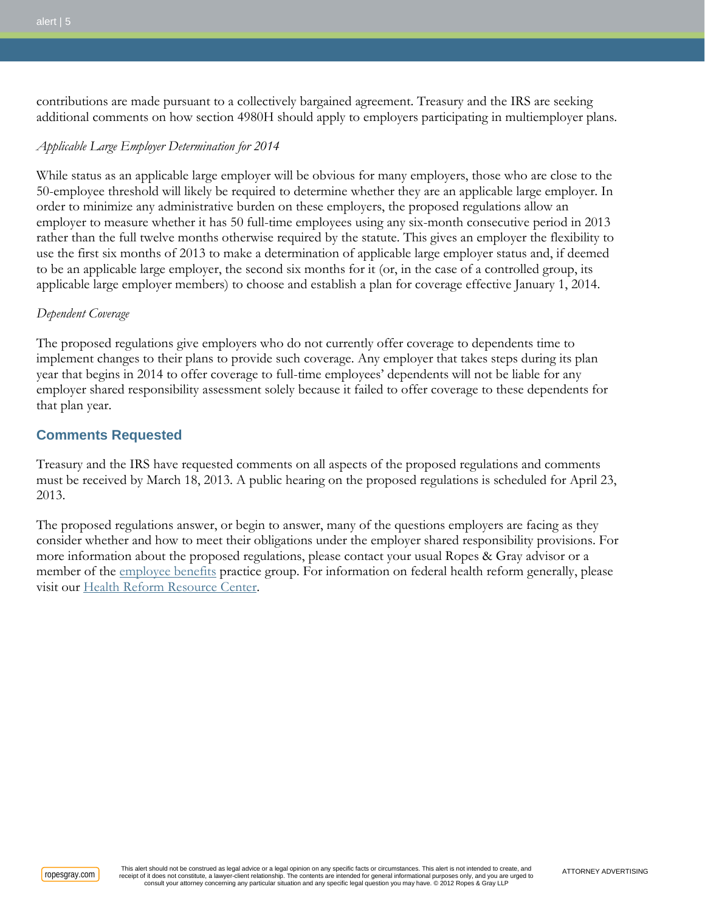contributions are made pursuant to a collectively bargained agreement. Treasury and the IRS are seeking additional comments on how section 4980H should apply to employers participating in multiemployer plans.

*Applicable Large Employer Determination for 2014*

While status as an applicable large employer will be obvious for many employers, those who are close to the 50-employee threshold will likely be required to determine whether they are an applicable large employer. In order to minimize any administrative burden on these employers, the proposed regulations allow an employer to measure whether it has 50 full-time employees using any six-month consecutive period in 2013 rather than the full twelve months otherwise required by the statute. This gives an employer the flexibility to use the first six months of 2013 to make a determination of applicable large employer status and, if deemed to be an applicable large employer, the second six months for it (or, in the case of a controlled group, its applicable large employer members) to choose and establish a plan for coverage effective January 1, 2014.

*Dependent Coverage*

The proposed regulations give employers who do not currently offer coverage to dependents time to implement changes to their plans to provide such coverage. Any employer that takes steps during its plan year that begins in 2014 to offer coverage to full-time employees' dependents will not be liable for any employer shared responsibility assessment solely because it failed to offer coverage to these dependents for that plan year.

## Comments Requested

Treasury and the IRS have requested comments on all aspects of the proposed regulations and comments must be received by March 18, 2013. A public hearing on the proposed regulations is scheduled for April 23, 2013.

The proposed regulations answer, or begin to answer, many of the questions employers are facing as they consider whether and how to meet their obligations under the employer shared responsibility provisions. For more information about the proposed regulations, please contact your usual Ropes & Gray advisor or a member of the employee benefits practice group. For information on federal health reform generally, please visit our Health Reform Resource Center.

ropesgray.com

This alert should not be construed as legal advice or a legal opinion on any specific facts or circumstances. This alert is not intended to create, and receipt of it does not constitute, a lawyer-client relationship. The contents are intended for general informational purposes only, and you are urged to consult your attorney concerning any particular situation and any specific legal question you may have. © 2012 Ropes & Gray LLP

ATTORNEY ADVERTISING